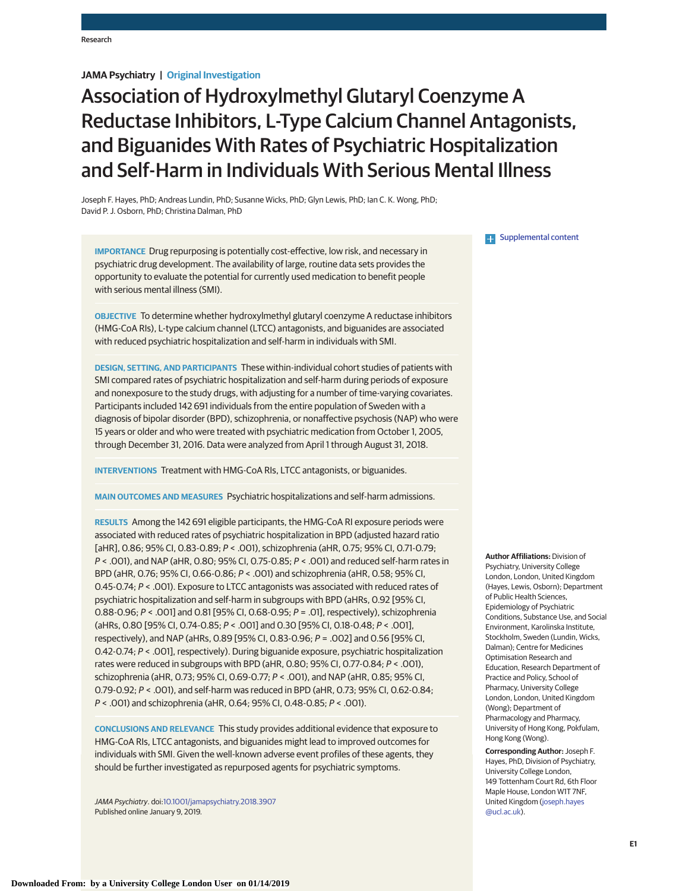Research

**JAMA Psychiatry | Original Investigation**

# Association of Hydroxylmethyl Glutaryl Coenzyme A Reductase Inhibitors, L-Type Calcium Channel Antagonists, and Biguanides With Rates of Psychiatric Hospitalization and Self-Harm in Individuals With Serious Mental Illness

Joseph F. Hayes, PhD; Andreas Lundin, PhD; Susanne Wicks, PhD; Glyn Lewis, PhD; Ian C. K. Wong, PhD; David P. J. Osborn, PhD; Christina Dalman, PhD

Supplemental content

**IMPORTANCE** Drug repurposing is potentially cost-effective, low risk, and necessary in psychiatric drug development. The availability of large, routine data sets provides the opportunity to evaluate the potential for currently used medication to benefit people with serious mental illness (SMI).

**OBJECTIVE** To determine whether hydroxylmethyl glutaryl coenzyme A reductase inhibitors (HMG-CoA RIs), L-type calcium channel (LTCC) antagonists, and biguanides are associated with reduced psychiatric hospitalization and self-harm in individuals with SMI.

**DESIGN, SETTING, AND PARTICIPANTS** These within-individual cohort studies of patients with SMI compared rates of psychiatric hospitalization and self-harm during periods of exposure and nonexposure to the study drugs, with adjusting for a number of time-varying covariates. Participants included 142 691 individuals from the entire population of Sweden with a diagnosis of bipolar disorder (BPD), schizophrenia, or nonaffective psychosis (NAP) who were 15 years or older and who were treated with psychiatric medication from October 1, 2005, through December 31, 2016. Data were analyzed from April 1 through August 31, 2018.

**INTERVENTIONS** Treatment with HMG-CoA RIs, LTCC antagonists, or biguanides.

**MAIN OUTCOMES AND MEASURES** Psychiatric hospitalizations and self-harm admissions.

**RESULTS** Among the 142 691 eligible participants, the HMG-CoA RI exposure periods were associated with reduced rates of psychiatric hospitalization in BPD (adjusted hazard ratio [aHR], 0.86; 95% CI, 0.83-0.89; *P* < .001), schizophrenia (aHR, 0.75; 95% CI, 0.71-0.79; *P* < .001), and NAP (aHR, 0.80; 95% CI, 0.75-0.85; *P* < .001) and reduced self-harm rates in BPD (aHR, 0.76; 95% CI, 0.66-0.86; *P* < .001) and schizophrenia (aHR, 0.58; 95% CI, 0.45-0.74; *P* < .001). Exposure to LTCC antagonists was associated with reduced rates of psychiatric hospitalization and self-harm in subgroups with BPD (aHRs, 0.92 [95% CI, 0.88-0.96; *P* < .001] and 0.81 [95% CI, 0.68-0.95; *P* = .01], respectively), schizophrenia (aHRs, 0.80 [95% CI, 0.74-0.85; *P* < .001] and 0.30 [95% CI, 0.18-0.48; *P* < .001], respectively), and NAP (aHRs, 0.89 [95% CI, 0.83-0.96; *P* = .002] and 0.56 [95% CI, 0.42-0.74; *P* < .001], respectively). During biguanide exposure, psychiatric hospitalization rates were reduced in subgroups with BPD (aHR, 0.80; 95% CI, 0.77-0.84; *P* < .001), schizophrenia (aHR, 0.73; 95% CI, 0.69-0.77; *P* < .001), and NAP (aHR, 0.85; 95% CI, 0.79-0.92; *P* < .001), and self-harm was reduced in BPD (aHR, 0.73; 95% CI, 0.62-0.84; *P* < .001) and schizophrenia (aHR, 0.64; 95% CI, 0.48-0.85; *P* < .001).

**CONCLUSIONS AND RELEVANCE** This study provides additional evidence that exposure to HMG-CoA RIs, LTCC antagonists, and biguanides might lead to improved outcomes for individuals with SMI. Given the well-known adverse event profiles of these agents, they should be further investigated as repurposed agents for psychiatric symptoms.

*JAMA Psychiatry*. doi:10.1001/jamapsychiatry.2018.3907
Published online January 9, 2019.

**Author Affiliations:** Division of Psychiatry, University College London, London, United Kingdom (Hayes, Lewis, Osborn); Department of Public Health Sciences, Epidemiology of Psychiatric Conditions, Substance Use, and Social Environment, Karolinska Institute, Stockholm, Sweden (Lundin, Wicks, Dalman); Centre for Medicines Optimisation Research and Education, Research Department of Practice and Policy, School of Pharmacy, University College London, London, United Kingdom (Wong); Department of Pharmacology and Pharmacy, University of Hong Kong, Pokfulam, Hong Kong (Wong).

**Corresponding Author:** Joseph F. Hayes, PhD, Division of Psychiatry, University College London, 149 Tottenham Court Rd, 6th Floor Maple House, London W1T 7NF, United Kingdom (joseph.hayes@ucl.ac.uk).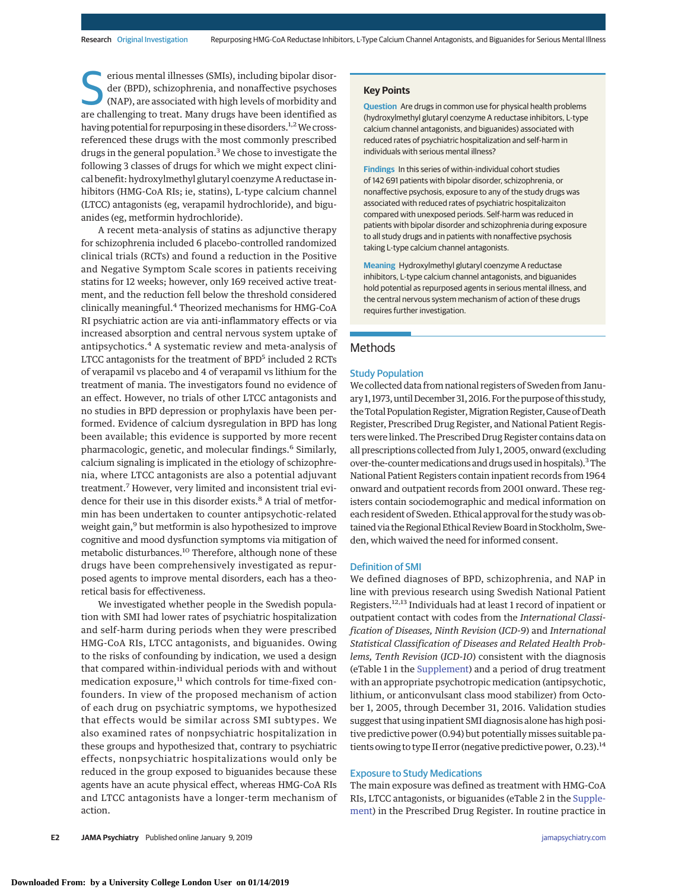Serious mental illnesses (SMIs), including bipolar disorder (BPD), schizophrenia, and nonaffective psychoses (NAP), are associated with high levels of morbidity and are challenging to treat. Many drugs have been identified as having potential for repurposing in these disorders.[1,2] We cross-referenced these drugs with the most commonly prescribed drugs in the general population.[3] We chose to investigate the following 3 classes of drugs for which we might expect clinical benefit: hydroxylmethyl glutaryl coenzyme A reductase inhibitors (HMG-CoA RIs; ie, statins), L-type calcium channel (LTCC) antagonists (eg, verapamil hydrochloride), and biguanides (eg, metformin hydrochloride).

A recent meta-analysis of statins as adjunctive therapy for schizophrenia included 6 placebo-controlled randomized clinical trials (RCTs) and found a reduction in the Positive and Negative Symptom Scale scores in patients receiving statins for 12 weeks; however, only 169 received active treatment, and the reduction fell below the threshold considered clinically meaningful.[4] Theorized mechanisms for HMG-CoA RI psychiatric action are via anti-inflammatory effects or via increased absorption and central nervous system uptake of antipsychotics.[4] A systematic review and meta-analysis of LTCC antagonists for the treatment of BPD[5] included 2 RCTs of verapamil vs placebo and 4 of verapamil vs lithium for the treatment of mania. The investigators found no evidence of an effect. However, no trials of other LTCC antagonists and no studies in BPD depression or prophylaxis have been performed. Evidence of calcium dysregulation in BPD has long been available; this evidence is supported by more recent pharmacologic, genetic, and molecular findings.[6] Similarly, calcium signaling is implicated in the etiology of schizophrenia, where LTCC antagonists are also a potential adjuvant treatment.[7] However, very limited and inconsistent trial evidence for their use in this disorder exists.[8] A trial of metformin has been undertaken to counter antipsychotic-related weight gain,[9] but metformin is also hypothesized to improve cognitive and mood dysfunction symptoms via mitigation of metabolic disturbances.[10] Therefore, although none of these drugs have been comprehensively investigated as repurposed agents to improve mental disorders, each has a theoretical basis for effectiveness.

We investigated whether people in the Swedish population with SMI had lower rates of psychiatric hospitalization and self-harm during periods when they were prescribed HMG-CoA RIs, LTCC antagonists, and biguanides. Owing to the risks of confounding by indication, we used a design that compared within-individual periods with and without medication exposure,[11] which controls for time-fixed confounders. In view of the proposed mechanism of action of each drug on psychiatric symptoms, we hypothesized that effects would be similar across SMI subtypes. We also examined rates of nonpsychiatric hospitalization in these groups and hypothesized that, contrary to psychiatric effects, nonpsychiatric hospitalizations would only be reduced in the group exposed to biguanides because these agents have an acute physical effect, whereas HMG-CoA RIs and LTCC antagonists have a longer-term mechanism of action.

**Key Points**

**Question** Are drugs in common use for physical health problems (hydroxylmethyl glutaryl coenzyme A reductase inhibitors, L-type calcium channel antagonists, and biguanides) associated with reduced rates of psychiatric hospitalization and self-harm in individuals with serious mental illness?

**Findings** In this series of within-individual cohort studies of 142 691 patients with bipolar disorder, schizophrenia, or nonaffective psychosis, exposure to any of the study drugs was associated with reduced rates of psychiatric hospitalizaiton compared with unexposed periods. Self-harm was reduced in patients with bipolar disorder and schizophrenia during exposure to all study drugs and in patients with nonaffective psychosis taking L-type calcium channel antagonists.

**Meaning** Hydroxylmethyl glutaryl coenzyme A reductase inhibitors, L-type calcium channel antagonists, and biguanides hold potential as repurposed agents in serious mental illness, and the central nervous system mechanism of action of these drugs requires further investigation.

## Methods

### Study Population

We collected data from national registers of Sweden from January 1, 1973, until December 31, 2016. For the purpose of this study, the Total Population Register, Migration Register, Cause of Death Register, Prescribed Drug Register, and National Patient Registers were linked. The Prescribed Drug Register contains data on all prescriptions collected from July 1, 2005, onward (excluding over-the-counter medications and drugs used in hospitals).[3] The National Patient Registers contain inpatient records from 1964 onward and outpatient records from 2001 onward. These registers contain sociodemographic and medical information on each resident of Sweden. Ethical approval for the study was obtained via the Regional Ethical Review Board in Stockholm, Sweden, which waived the need for informed consent.

### Definition of SMI

We defined diagnoses of BPD, schizophrenia, and NAP in line with previous research using Swedish National Patient Registers.[12,13] Individuals had at least 1 record of inpatient or outpatient contact with codes from the *International Classification of Diseases, Ninth Revision* (*ICD-9*) and *International Statistical Classification of Diseases and Related Health Problems, Tenth Revision* (*ICD-10*) consistent with the diagnosis (eTable 1 in the Supplement) and a period of drug treatment with an appropriate psychotropic medication (antipsychotic, lithium, or anticonvulsant class mood stabilizer) from October 1, 2005, through December 31, 2016. Validation studies suggest that using inpatient SMI diagnosis alone has high positive predictive power (0.94) but potentially misses suitable patients owing to type II error (negative predictive power, 0.23).[14]

### Exposure to Study Medications

The main exposure was defined as treatment with HMG-CoA RIs, LTCC antagonists, or biguanides (eTable 2 in the Supplement) in the Prescribed Drug Register. In routine practice in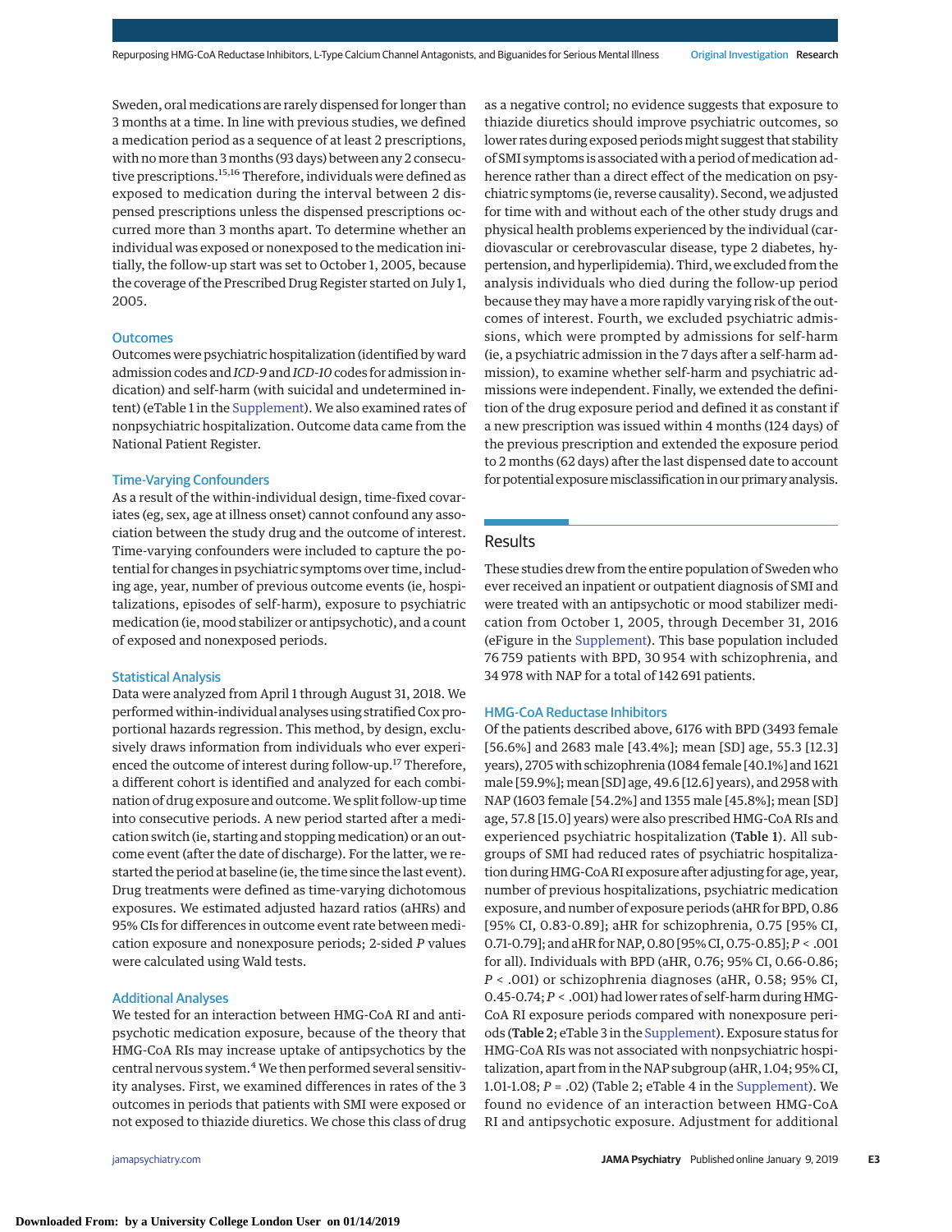Sweden, oral medications are rarely dispensed for longer than 3 months at a time. In line with previous studies, we defined a medication period as a sequence of at least 2 prescriptions, with no more than 3 months (93 days) between any 2 consecutive prescriptions.[15,16] Therefore, individuals were defined as exposed to medication during the interval between 2 dispensed prescriptions unless the dispensed prescriptions occurred more than 3 months apart. To determine whether an individual was exposed or nonexposed to the medication initially, the follow-up start was set to October 1, 2005, because the coverage of the Prescribed Drug Register started on July 1, 2005.

### Outcomes

Outcomes were psychiatric hospitalization (identified by ward admission codes and *ICD-9* and *ICD-10* codes for admission indication) and self-harm (with suicidal and undetermined intent) (eTable 1 in the Supplement). We also examined rates of nonpsychiatric hospitalization. Outcome data came from the National Patient Register.

### Time-Varying Confounders

As a result of the within-individual design, time-fixed covariates (eg, sex, age at illness onset) cannot confound any association between the study drug and the outcome of interest. Time-varying confounders were included to capture the potential for changes in psychiatric symptoms over time, including age, year, number of previous outcome events (ie, hospitalizations, episodes of self-harm), exposure to psychiatric medication (ie, mood stabilizer or antipsychotic), and a count of exposed and nonexposed periods.

### Statistical Analysis

Data were analyzed from April 1 through August 31, 2018. We performed within-individual analyses using stratified Cox proportional hazards regression. This method, by design, exclusively draws information from individuals who ever experienced the outcome of interest during follow-up.[17] Therefore, a different cohort is identified and analyzed for each combination of drug exposure and outcome. We split follow-up time into consecutive periods. A new period started after a medication switch (ie, starting and stopping medication) or an outcome event (after the date of discharge). For the latter, we restarted the period at baseline (ie, the time since the last event). Drug treatments were defined as time-varying dichotomous exposures. We estimated adjusted hazard ratios (aHRs) and 95% CIs for differences in outcome event rate between medication exposure and nonexposure periods; 2-sided *P* values were calculated using Wald tests.

### Additional Analyses

We tested for an interaction between HMG-CoA RI and antipsychotic medication exposure, because of the theory that HMG-CoA RIs may increase uptake of antipsychotics by the central nervous system.[4] We then performed several sensitivity analyses. First, we examined differences in rates of the 3 outcomes in periods that patients with SMI were exposed or not exposed to thiazide diuretics. We chose this class of drug as a negative control; no evidence suggests that exposure to thiazide diuretics should improve psychiatric outcomes, so lower rates during exposed periods might suggest that stability of SMI symptoms is associated with a period of medication adherence rather than a direct effect of the medication on psychiatric symptoms (ie, reverse causality). Second, we adjusted for time with and without each of the other study drugs and physical health problems experienced by the individual (cardiovascular or cerebrovascular disease, type 2 diabetes, hypertension, and hyperlipidemia). Third, we excluded from the analysis individuals who died during the follow-up period because they may have a more rapidly varying risk of the outcomes of interest. Fourth, we excluded psychiatric admissions, which were prompted by admissions for self-harm (ie, a psychiatric admission in the 7 days after a self-harm admission), to examine whether self-harm and psychiatric admissions were independent. Finally, we extended the definition of the drug exposure period and defined it as constant if a new prescription was issued within 4 months (124 days) of the previous prescription and extended the exposure period to 2 months (62 days) after the last dispensed date to account for potential exposure misclassification in our primary analysis.

## Results

These studies drew from the entire population of Sweden who ever received an inpatient or outpatient diagnosis of SMI and were treated with an antipsychotic or mood stabilizer medication from October 1, 2005, through December 31, 2016 (eFigure in the Supplement). This base population included 76 759 patients with BPD, 30 954 with schizophrenia, and 34 978 with NAP for a total of 142 691 patients.

### HMG-CoA Reductase Inhibitors

Of the patients described above, 6176 with BPD (3493 female [56.6%] and 2683 male [43.4%]; mean [SD] age, 55.3 [12.3] years), 2705 with schizophrenia (1084 female [40.1%] and 1621 male [59.9%]; mean [SD] age, 49.6 [12.6] years), and 2958 with NAP (1603 female [54.2%] and 1355 male [45.8%]; mean [SD] age, 57.8 [15.0] years) were also prescribed HMG-CoA RIs and experienced psychiatric hospitalization (**Table 1**). All subgroups of SMI had reduced rates of psychiatric hospitalization during HMG-CoA RI exposure after adjusting for age, year, number of previous hospitalizations, psychiatric medication exposure, and number of exposure periods (aHR for BPD, 0.86 [95% CI, 0.83-0.89]; aHR for schizophrenia, 0.75 [95% CI, 0.71-0.79]; and aHR for NAP, 0.80 [95% CI, 0.75-0.85]; *P* < .001 for all). Individuals with BPD (aHR, 0.76; 95% CI, 0.66-0.86; *P* < .001) or schizophrenia diagnoses (aHR, 0.58; 95% CI, 0.45-0.74; *P* < .001) had lower rates of self-harm during HMG-CoA RI exposure periods compared with nonexposure periods (**Table 2**; eTable 3 in the Supplement). Exposure status for HMG-CoA RIs was not associated with nonpsychiatric hospitalization, apart from in the NAP subgroup (aHR, 1.04; 95% CI, 1.01-1.08; *P* = .02) (Table 2; eTable 4 in the Supplement). We found no evidence of an interaction between HMG-CoA RI and antipsychotic exposure. Adjustment for additional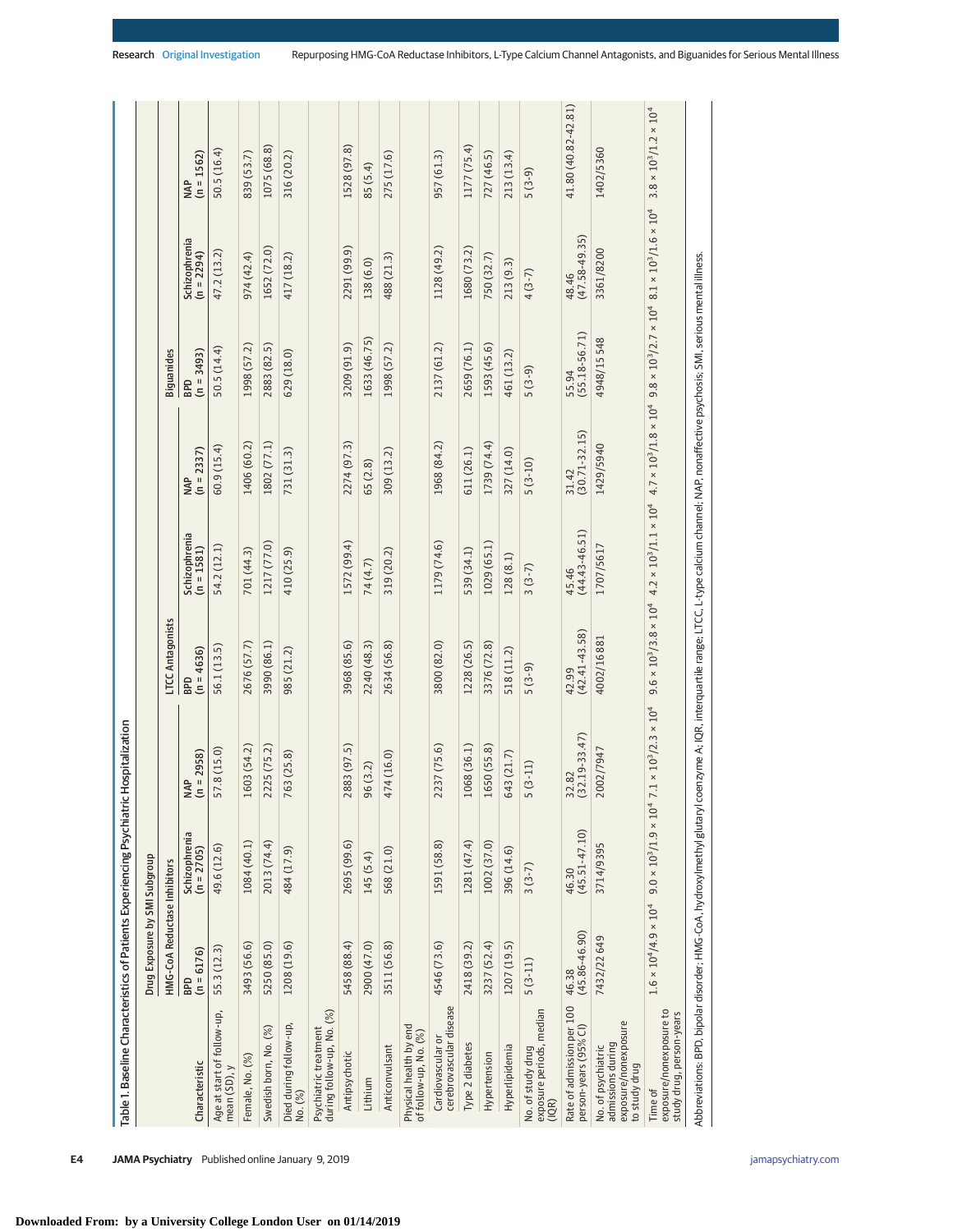Table 1. Baseline Characteristics of Patients Experiencing Psychiatric Hospitalization

| Characteristic | Drug Exposure by SMI Subgroup | | | | | | | | |
|---|---|---|---|---|---|---|---|---|---|
| | HMG-CoA Reductase Inhibitors | | | LTCC Antagonists | | | Biguanides | | |
| | BPD (n = 6176) | Schizophrenia (n = 2705) | NAP (n = 2958) | BPD (n = 4636) | Schizophrenia (n = 1581) | NAP (n = 2337) | BPD (n = 3493) | Schizophrenia (n = 2294) | NAP (n = 1562) |
| Age at start of follow-up, mean (SD), y | 55.3 (12.3) | 49.6 (12.6) | 57.8 (15.0) | 56.1 (13.5) | 54.2 (12.1) | 60.9 (15.4) | 50.5 (14.4) | 47.2 (13.2) | 50.5 (16.4) |
| Female, No. (%) | 3493 (56.6) | 1084 (40.1) | 1603 (54.2) | 2676 (57.7) | 701 (44.3) | 1406 (60.2) | 1998 (57.2) | 974 (42.4) | 839 (53.7) |
| Swedish born, No. (%) | 5250 (85.0) | 2013 (74.4) | 2225 (75.2) | 3990 (86.1) | 1217 (77.0) | 1802 (77.1) | 2883 (82.5) | 1652 (72.0) | 1075 (68.8) |
| Died during follow-up, No. (%) | 1208 (19.6) | 484 (17.9) | 763 (25.8) | 985 (21.2) | 410 (25.9) | 731 (31.3) | 629 (18.0) | 417 (18.2) | 316 (20.2) |
| Psychiatric treatment during follow-up, No. (%) | | | | | | | | | |
| Antipsychotic | 5458 (88.4) | 2695 (99.6) | 2883 (97.5) | 3968 (85.6) | 1572 (99.4) | 2274 (97.3) | 3209 (91.9) | 2291 (99.9) | 1528 (97.8) |
| Lithium | 2900 (47.0) | 145 (5.4) | 96 (3.2) | 2240 (48.3) | 74 (4.7) | 65 (2.8) | 1633 (46.75) | 138 (6.0) | 85 (5.4) |
| Anticonvulsant | 3511 (56.8) | 568 (21.0) | 474 (16.0) | 2634 (56.8) | 319 (20.2) | 309 (13.2) | 1998 (57.2) | 488 (21.3) | 275 (17.6) |
| Physical health by end of follow-up, No. (%) | | | | | | | | | |
| Cardiovascular or cerebrovascular disease | 4546 (73.6) | 1591 (58.8) | 2237 (75.6) | 3800 (82.0) | 1179 (74.6) | 1968 (84.2) | 2137 (61.2) | 1128 (49.2) | 957 (61.3) |
| Type 2 diabetes | 2418 (39.2) | 1281 (47.4) | 1068 (36.1) | 1228 (26.5) | 539 (34.1) | 611 (26.1) | 2659 (76.1) | 1680 (73.2) | 1177 (75.4) |
| Hypertension | 3237 (52.4) | 1002 (37.0) | 1650 (55.8) | 3376 (72.8) | 1029 (65.1) | 1739 (74.4) | 1593 (45.6) | 750 (32.7) | 727 (46.5) |
| Hyperlipidemia | 1207 (19.5) | 396 (14.6) | 643 (21.7) | 518 (11.2) | 128 (8.1) | 327 (14.0) | 461 (13.2) | 213 (9.3) | 213 (13.4) |
| No. of study drug exposure periods, median (IQR) | 5 (3-11) | 3 (3-7) | 5 (3-11) | 5 (3-9) | 3 (3-7) | 5 (3-10) | 5 (3-9) | 4 (3-7) | 5 (3-9) |
| Rate of admission per 100 person-years (95% CI) | 46.38 (45.86-46.90) | 46.30 (45.51-47.10) | 32.82 (32.19-33.47) | 42.99 (42.41-43.58) | 45.46 (44.43-46.51) | 31.42 (30.71-32.15) | 55.94 (55.18-56.71) | 48.46 (47.58-49.35) | 41.80 (40.82-42.81) |
| No. of psychiatric admissions during exposure/nonexposure to study drug | 7432/22 649 | 3714/9395 | 2002/7947 | 4002/16 881 | 1707/5617 | 1429/5940 | 4948/15 548 | 3361/8200 | 1402/5360 |
| Time of exposure/nonexposure to study drug, person-years | $1.6 \times 10^4/4.9 \times 10^4$ | $9.0 \times 10^3/1.9 \times 10^4$ | $7.1 \times 10^3/2.3 \times 10^4$ | $9.6 \times 10^3/3.8 \times 10^4$ | $4.2 \times 10^3/1.1 \times 10^4$ | $4.7 \times 10^3/1.8 \times 10^4$ | $9.8 \times 10^3/2.7 \times 10^4$ | $8.1 \times 10^3/1.6 \times 10^4$ | $3.8 \times 10^3/1.2 \times 10^4$ |

Abbreviations: BPD, bipolar disorder; HMG-CoA, hydroxymethylglutaryl coenzyme A; IQR, interquartile range; LTCC, L-type calcium channel; NAP, nonaffective psychosis; SMI, serious mental illness.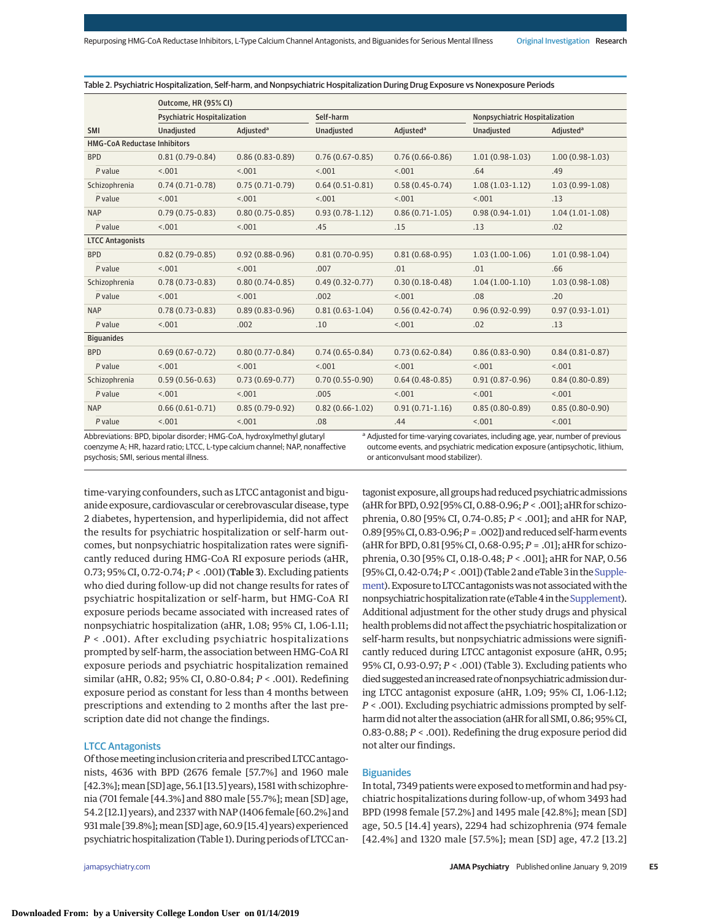Table 2. Psychiatric Hospitalization, Self-harm, and Nonpsychiatric Hospitalization During Drug Exposure vs Nonexposure Periods

| SMI | Outcome, HR (95% CI) | | | | | |
|---|---|---|---|---|---|---|
| | Psychiatric Hospitalization | | Self-harm | | Nonpsychiatric Hospitalization | |
| | Unadjusted | Adjusted[a] | Unadjusted | Adjusted[a] | Unadjusted | Adjusted[a] |
| **HMG-CoA Reductase Inhibitors** | | | | | | |
| BPD | 0.81 (0.79-0.84) | 0.86 (0.83-0.89) | 0.76 (0.67-0.85) | 0.76 (0.66-0.86) | 1.01 (0.98-1.03) | 1.00 (0.98-1.03) |
| *P* value | <.001 | <.001 | <.001 | <.001 | .64 | .49 |
| Schizophrenia | 0.74 (0.71-0.78) | 0.75 (0.71-0.79) | 0.64 (0.51-0.81) | 0.58 (0.45-0.74) | 1.08 (1.03-1.12) | 1.03 (0.99-1.08) |
| *P* value | <.001 | <.001 | <.001 | <.001 | <.001 | .13 |
| NAP | 0.79 (0.75-0.83) | 0.80 (0.75-0.85) | 0.93 (0.78-1.12) | 0.86 (0.71-1.05) | 0.98 (0.94-1.01) | 1.04 (1.01-1.08) |
| *P* value | <.001 | <.001 | .45 | .15 | .13 | .02 |
| **LTCC Antagonists** | | | | | | |
| BPD | 0.82 (0.79-0.85) | 0.92 (0.88-0.96) | 0.81 (0.70-0.95) | 0.81 (0.68-0.95) | 1.03 (1.00-1.06) | 1.01 (0.98-1.04) |
| *P* value | <.001 | <.001 | .007 | .01 | .01 | .66 |
| Schizophrenia | 0.78 (0.73-0.83) | 0.80 (0.74-0.85) | 0.49 (0.32-0.77) | 0.30 (0.18-0.48) | 1.04 (1.00-1.10) | 1.03 (0.98-1.08) |
| *P* value | <.001 | <.001 | .002 | <.001 | .08 | .20 |
| NAP | 0.78 (0.73-0.83) | 0.89 (0.83-0.96) | 0.81 (0.63-1.04) | 0.56 (0.42-0.74) | 0.96 (0.92-0.99) | 0.97 (0.93-1.01) |
| *P* value | <.001 | .002 | .10 | <.001 | .02 | .13 |
| **Biguanides** | | | | | | |
| BPD | 0.69 (0.67-0.72) | 0.80 (0.77-0.84) | 0.74 (0.65-0.84) | 0.73 (0.62-0.84) | 0.86 (0.83-0.90) | 0.84 (0.81-0.87) |
| *P* value | <.001 | <.001 | <.001 | <.001 | <.001 | <.001 |
| Schizophrenia | 0.59 (0.56-0.63) | 0.73 (0.69-0.77) | 0.70 (0.55-0.90) | 0.64 (0.48-0.85) | 0.91 (0.87-0.96) | 0.84 (0.80-0.89) |
| *P* value | <.001 | <.001 | .005 | <.001 | <.001 | <.001 |
| NAP | 0.66 (0.61-0.71) | 0.85 (0.79-0.92) | 0.82 (0.66-1.02) | 0.91 (0.71-1.16) | 0.85 (0.80-0.89) | 0.85 (0.80-0.90) |
| *P* value | <.001 | <.001 | .08 | .44 | <.001 | <.001 |

Abbreviations: BPD, bipolar disorder; HMG-CoA, hydroxylmethyl glutaryl coenzyme A; HR, hazard ratio; LTCC, L-type calcium channel; NAP, nonaffective psychosis; SMI, serious mental illness.

[a] Adjusted for time-varying covariates, including age, year, number of previous outcome events, and psychiatric medication exposure (antipsychotic, lithium, or anticonvulsant mood stabilizer).

time-varying confounders, such as LTCC antagonist and biguanide exposure, cardiovascular or cerebrovascular disease, type 2 diabetes, hypertension, and hyperlipidemia, did not affect the results for psychiatric hospitalization or self-harm outcomes, but nonpsychiatric hospitalization rates were significantly reduced during HMG-CoA RI exposure periods (aHR, 0.73; 95% CI, 0.72-0.74; *P* < .001) (**Table 3**). Excluding patients who died during follow-up did not change results for rates of psychiatric hospitalization or self-harm, but HMG-CoA RI exposure periods became associated with increased rates of nonpsychiatric hospitalization (aHR, 1.08; 95% CI, 1.06-1.11; *P* < .001). After excluding psychiatric hospitalizations prompted by self-harm, the association between HMG-CoA RI exposure periods and psychiatric hospitalization remained similar (aHR, 0.82; 95% CI, 0.80-0.84; *P* < .001). Redefining exposure period as constant for less than 4 months between prescriptions and extending to 2 months after the last prescription date did not change the findings.

## LTCC Antagonists

Of those meeting inclusion criteria and prescribed LTCC antagonists, 4636 with BPD (2676 female [57.7%] and 1960 male [42.3%]; mean [SD] age, 56.1 [13.5] years), 1581 with schizophrenia (701 female [44.3%] and 880 male [55.7%]; mean [SD] age, 54.2 [12.1] years), and 2337 with NAP (1406 female [60.2%] and 931 male [39.8%]; mean [SD] age, 60.9 [15.4] years) experienced psychiatric hospitalization (Table 1). During periods of LTCC antagonist exposure, all groups had reduced psychiatric admissions (aHR for BPD, 0.92 [95% CI, 0.88-0.96; *P* < .001]; aHR for schizophrenia, 0.80 [95% CI, 0.74-0.85; *P* < .001]; and aHR for NAP, 0.89 [95% CI, 0.83-0.96; *P* = .002]) and reduced self-harm events (aHR for BPD, 0.81 [95% CI, 0.68-0.95; *P* = .01]; aHR for schizophrenia, 0.30 [95% CI, 0.18-0.48; *P* < .001]; aHR for NAP, 0.56 [95% CI, 0.42-0.74; *P* < .001]) (Table 2 and eTable 3 in the Supplement). Exposure to LTCC antagonists was not associated with the nonpsychiatric hospitalization rate (eTable 4 in the Supplement). Additional adjustment for the other study drugs and physical health problems did not affect the psychiatric hospitalization or self-harm results, but nonpsychiatric admissions were significantly reduced during LTCC antagonist exposure (aHR, 0.95; 95% CI, 0.93-0.97; *P* < .001) (Table 3). Excluding patients who died suggested an increased rate of nonpsychiatric admission during LTCC antagonist exposure (aHR, 1.09; 95% CI, 1.06-1.12; *P* < .001). Excluding psychiatric admissions prompted by self-harm did not alter the association (aHR for all SMI, 0.86; 95% CI, 0.83-0.88; *P* < .001). Redefining the drug exposure period did not alter our findings.

## Biguanides

In total, 7349 patients were exposed to metformin and had psychiatric hospitalizations during follow-up, of whom 3493 had BPD (1998 female [57.2%] and 1495 male [42.8%]; mean [SD] age, 50.5 [14.4] years), 2294 had schizophrenia (974 female [42.4%] and 1320 male [57.5%]; mean [SD] age, 47.2 [13.2]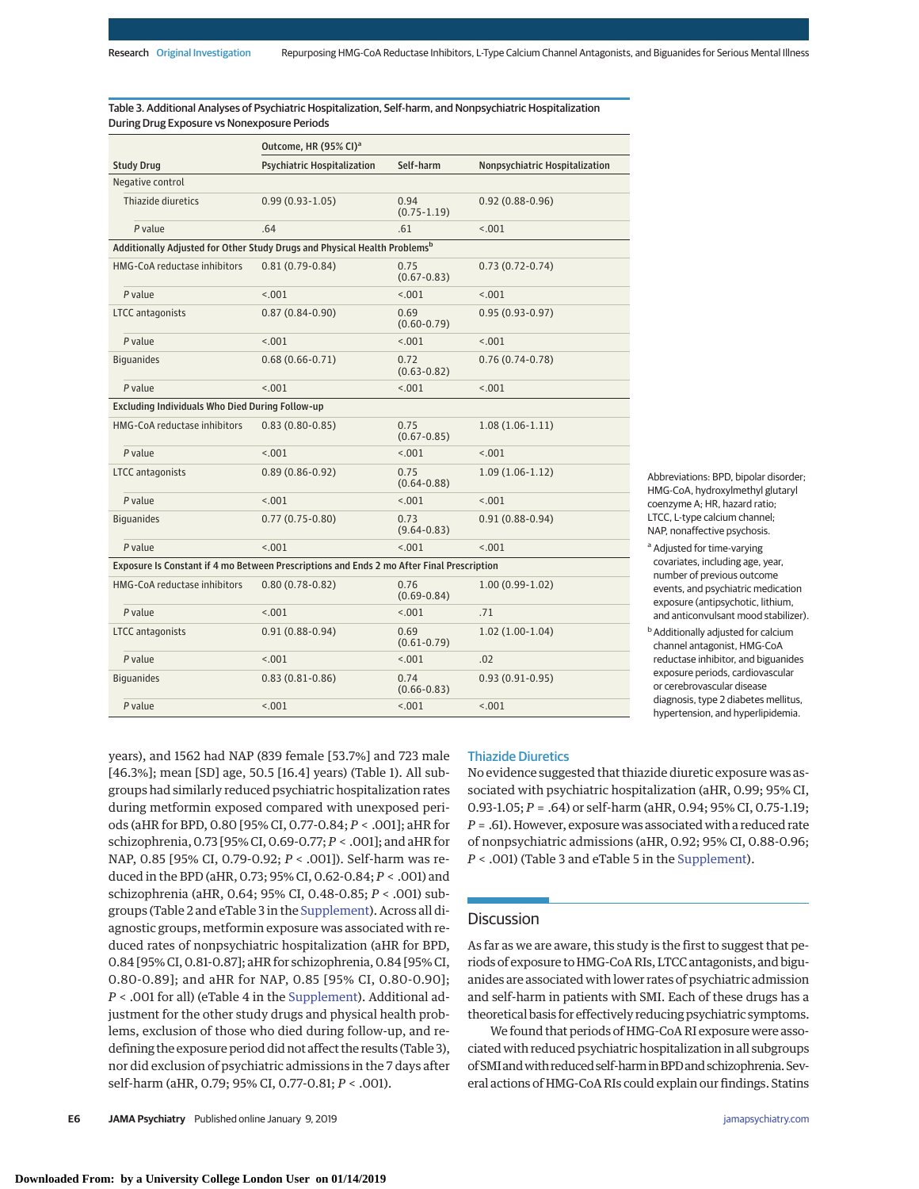Table 3. Additional Analyses of Psychiatric Hospitalization, Self-harm, and Nonpsychiatric Hospitalization During Drug Exposure vs Nonexposure Periods

| Study Drug | Outcome, HR (95% CI)[a] Psychiatric Hospitalization | Self-harm | Nonpsychiatric Hospitalization |
|---|---|---|---|
| Negative control | | | |
| Thiazide diuretics | 0.99 (0.93-1.05) | 0.94 (0.75-1.19) | 0.92 (0.88-0.96) |
| *P* value | .64 | .61 | <.001 |
| **Additionally Adjusted for Other Study Drugs and Physical Health Problems[b]** | | | |
| HMG-CoA reductase inhibitors | 0.81 (0.79-0.84) | 0.75 (0.67-0.83) | 0.73 (0.72-0.74) |
| *P* value | <.001 | <.001 | <.001 |
| LTCC antagonists | 0.87 (0.84-0.90) | 0.69 (0.60-0.79) | 0.95 (0.93-0.97) |
| *P* value | <.001 | <.001 | <.001 |
| Biguanides | 0.68 (0.66-0.71) | 0.72 (0.63-0.82) | 0.76 (0.74-0.78) |
| *P* value | <.001 | <.001 | <.001 |
| **Excluding Individuals Who Died During Follow-up** | | | |
| HMG-CoA reductase inhibitors | 0.83 (0.80-0.85) | 0.75 (0.67-0.85) | 1.08 (1.06-1.11) |
| *P* value | <.001 | <.001 | <.001 |
| LTCC antagonists | 0.89 (0.86-0.92) | 0.75 (0.64-0.88) | 1.09 (1.06-1.12) |
| *P* value | <.001 | <.001 | <.001 |
| Biguanides | 0.77 (0.75-0.80) | 0.73 (9.64-0.83) | 0.91 (0.88-0.94) |
| *P* value | <.001 | <.001 | <.001 |
| **Exposure Is Constant if 4 mo Between Prescriptions and Ends 2 mo After Final Prescription** | | | |
| HMG-CoA reductase inhibitors | 0.80 (0.78-0.82) | 0.76 (0.69-0.84) | 1.00 (0.99-1.02) |
| *P* value | <.001 | <.001 | .71 |
| LTCC antagonists | 0.91 (0.88-0.94) | 0.69 (0.61-0.79) | 1.02 (1.00-1.04) |
| *P* value | <.001 | <.001 | .02 |
| Biguanides | 0.83 (0.81-0.86) | 0.74 (0.66-0.83) | 0.93 (0.91-0.95) |
| *P* value | <.001 | <.001 | <.001 |

Abbreviations: BPD, bipolar disorder; HMG-CoA, hydroxylmethyl glutaryl coenzyme A; HR, hazard ratio; LTCC, L-type calcium channel; NAP, nonaffective psychosis.

[a] Adjusted for time-varying covariates, including age, year, number of previous outcome events, and psychiatric medication exposure (antipsychotic, lithium, and anticonvulsant mood stabilizer).

[b] Additionally adjusted for calcium channel antagonist, HMG-CoA reductase inhibitor, and biguanides exposure periods, cardiovascular or cerebrovascular disease diagnosis, type 2 diabetes mellitus, hypertension, and hyperlipidemia.

years), and 1562 had NAP (839 female [53.7%] and 723 male [46.3%]; mean [SD] age, 50.5 [16.4] years) (Table 1). All subgroups had similarly reduced psychiatric hospitalization rates during metformin exposed compared with unexposed periods (aHR for BPD, 0.80 [95% CI, 0.77-0.84; *P* < .001]; aHR for schizophrenia, 0.73 [95% CI, 0.69-0.77; *P* < .001]; and aHR for NAP, 0.85 [95% CI, 0.79-0.92; *P* < .001]). Self-harm was reduced in the BPD (aHR, 0.73; 95% CI, 0.62-0.84; *P* < .001) and schizophrenia (aHR, 0.64; 95% CI, 0.48-0.85; *P* < .001) subgroups (Table 2 and eTable 3 in the Supplement). Across all diagnostic groups, metformin exposure was associated with reduced rates of nonpsychiatric hospitalization (aHR for BPD, 0.84 [95% CI, 0.81-0.87]; aHR for schizophrenia, 0.84 [95% CI, 0.80-0.89]; and aHR for NAP, 0.85 [95% CI, 0.80-0.90]; *P* < .001 for all) (eTable 4 in the Supplement). Additional adjustment for the other study drugs and physical health problems, exclusion of those who died during follow-up, and redefining the exposure period did not affect the results (Table 3), nor did exclusion of psychiatric admissions in the 7 days after self-harm (aHR, 0.79; 95% CI, 0.77-0.81; *P* < .001).

### Thiazide Diuretics

No evidence suggested that thiazide diuretic exposure was associated with psychiatric hospitalization (aHR, 0.99; 95% CI, 0.93-1.05; *P* = .64) or self-harm (aHR, 0.94; 95% CI, 0.75-1.19; *P* = .61). However, exposure was associated with a reduced rate of nonpsychiatric admissions (aHR, 0.92; 95% CI, 0.88-0.96; *P* < .001) (Table 3 and eTable 5 in the Supplement).

## Discussion

As far as we are aware, this study is the first to suggest that periods of exposure to HMG-CoA RIs, LTCC antagonists, and biguanides are associated with lower rates of psychiatric admission and self-harm in patients with SMI. Each of these drugs has a theoretical basis for effectively reducing psychiatric symptoms.

We found that periods of HMG-CoA RI exposure were associated with reduced psychiatric hospitalization in all subgroups of SMI and with reduced self-harm in BPD and schizophrenia. Several actions of HMG-CoA RIs could explain our findings. Statins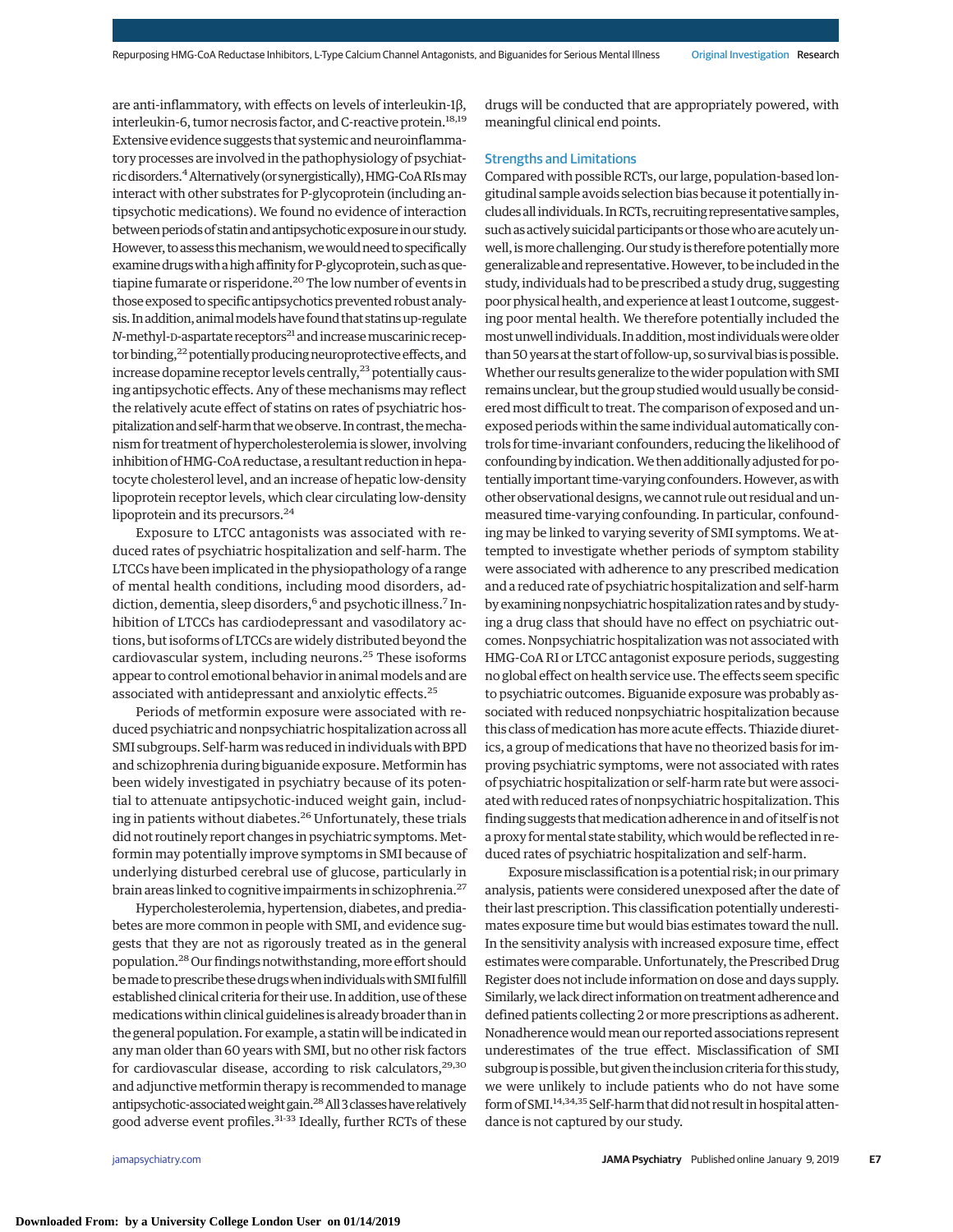are anti-inflammatory, with effects on levels of interleukin-1β, interleukin-6, tumor necrosis factor, and C-reactive protein.[18,19] Extensive evidence suggests that systemic and neuroinflammatory processes are involved in the pathophysiology of psychiatric disorders.[4] Alternatively (or synergistically), HMG-CoA RIs may interact with other substrates for P-glycoprotein (including antipsychotic medications). We found no evidence of interaction between periods of statin and antipsychotic exposure in our study. However, to assess this mechanism, we would need to specifically examine drugs with a high affinity for P-glycoprotein, such as quetiapine fumarate or risperidone.[20] The low number of events in those exposed to specific antipsychotics prevented robust analysis. In addition, animal models have found that statins up-regulate *N*-methyl-D-aspartate receptors[21] and increase muscarinic receptor binding,[22] potentially producing neuroprotective effects, and increase dopamine receptor levels centrally,[23] potentially causing antipsychotic effects. Any of these mechanisms may reflect the relatively acute effect of statins on rates of psychiatric hospitalization and self-harm that we observe. In contrast, the mechanism for treatment of hypercholesterolemia is slower, involving inhibition of HMG-CoA reductase, a resultant reduction in hepatocyte cholesterol level, and an increase of hepatic low-density lipoprotein receptor levels, which clear circulating low-density lipoprotein and its precursors.[24]

Exposure to LTCC antagonists was associated with reduced rates of psychiatric hospitalization and self-harm. The LTCCs have been implicated in the physiopathology of a range of mental health conditions, including mood disorders, addiction, dementia, sleep disorders,[6] and psychotic illness.[7] Inhibition of LTCCs has cardiodepressant and vasodilatory actions, but isoforms of LTCCs are widely distributed beyond the cardiovascular system, including neurons.[25] These isoforms appear to control emotional behavior in animal models and are associated with antidepressant and anxiolytic effects.[25]

Periods of metformin exposure were associated with reduced psychiatric and nonpsychiatric hospitalization across all SMI subgroups. Self-harm was reduced in individuals with BPD and schizophrenia during biguanide exposure. Metformin has been widely investigated in psychiatry because of its potential to attenuate antipsychotic-induced weight gain, including in patients without diabetes.[26] Unfortunately, these trials did not routinely report changes in psychiatric symptoms. Metformin may potentially improve symptoms in SMI because of underlying disturbed cerebral use of glucose, particularly in brain areas linked to cognitive impairments in schizophrenia.[27]

Hypercholesterolemia, hypertension, diabetes, and prediabetes are more common in people with SMI, and evidence suggests that they are not as rigorously treated as in the general population.[28] Our findings notwithstanding, more effort should be made to prescribe these drugs when individuals with SMI fulfill established clinical criteria for their use. In addition, use of these medications within clinical guidelines is already broader than in the general population. For example, a statin will be indicated in any man older than 60 years with SMI, but no other risk factors for cardiovascular disease, according to risk calculators,[29,30] and adjunctive metformin therapy is recommended to manage antipsychotic-associated weight gain.[28] All 3 classes have relatively good adverse event profiles.[31-33] Ideally, further RCTs of these drugs will be conducted that are appropriately powered, with meaningful clinical end points.

## Strengths and Limitations

Compared with possible RCTs, our large, population-based longitudinal sample avoids selection bias because it potentially includes all individuals. In RCTs, recruiting representative samples, such as actively suicidal participants or those who are acutely unwell, is more challenging. Our study is therefore potentially more generalizable and representative. However, to be included in the study, individuals had to be prescribed a study drug, suggesting poor physical health, and experience at least 1 outcome, suggesting poor mental health. We therefore potentially included the most unwell individuals. In addition, most individuals were older than 50 years at the start of follow-up, so survival bias is possible. Whether our results generalize to the wider population with SMI remains unclear, but the group studied would usually be considered most difficult to treat. The comparison of exposed and unexposed periods within the same individual automatically controls for time-invariant confounders, reducing the likelihood of confounding by indication. We then additionally adjusted for potentially important time-varying confounders. However, as with other observational designs, we cannot rule out residual and unmeasured time-varying confounding. In particular, confounding may be linked to varying severity of SMI symptoms. We attempted to investigate whether periods of symptom stability were associated with adherence to any prescribed medication and a reduced rate of psychiatric hospitalization and self-harm by examining nonpsychiatric hospitalization rates and by studying a drug class that should have no effect on psychiatric outcomes. Nonpsychiatric hospitalization was not associated with HMG-CoA RI or LTCC antagonist exposure periods, suggesting no global effect on health service use. The effects seem specific to psychiatric outcomes. Biguanide exposure was probably associated with reduced nonpsychiatric hospitalization because this class of medication has more acute effects. Thiazide diuretics, a group of medications that have no theorized basis for improving psychiatric symptoms, were not associated with rates of psychiatric hospitalization or self-harm rate but were associated with reduced rates of nonpsychiatric hospitalization. This finding suggests that medication adherence in and of itself is not a proxy for mental state stability, which would be reflected in reduced rates of psychiatric hospitalization and self-harm.

Exposure misclassification is a potential risk; in our primary analysis, patients were considered unexposed after the date of their last prescription. This classification potentially underestimates exposure time but would bias estimates toward the null. In the sensitivity analysis with increased exposure time, effect estimates were comparable. Unfortunately, the Prescribed Drug Register does not include information on dose and days supply. Similarly, we lack direct information on treatment adherence and defined patients collecting 2 or more prescriptions as adherent. Nonadherence would mean our reported associations represent underestimates of the true effect. Misclassification of SMI subgroup is possible, but given the inclusion criteria for this study, we were unlikely to include patients who do not have some form of SMI.[14,34,35] Self-harm that did not result in hospital attendance is not captured by our study.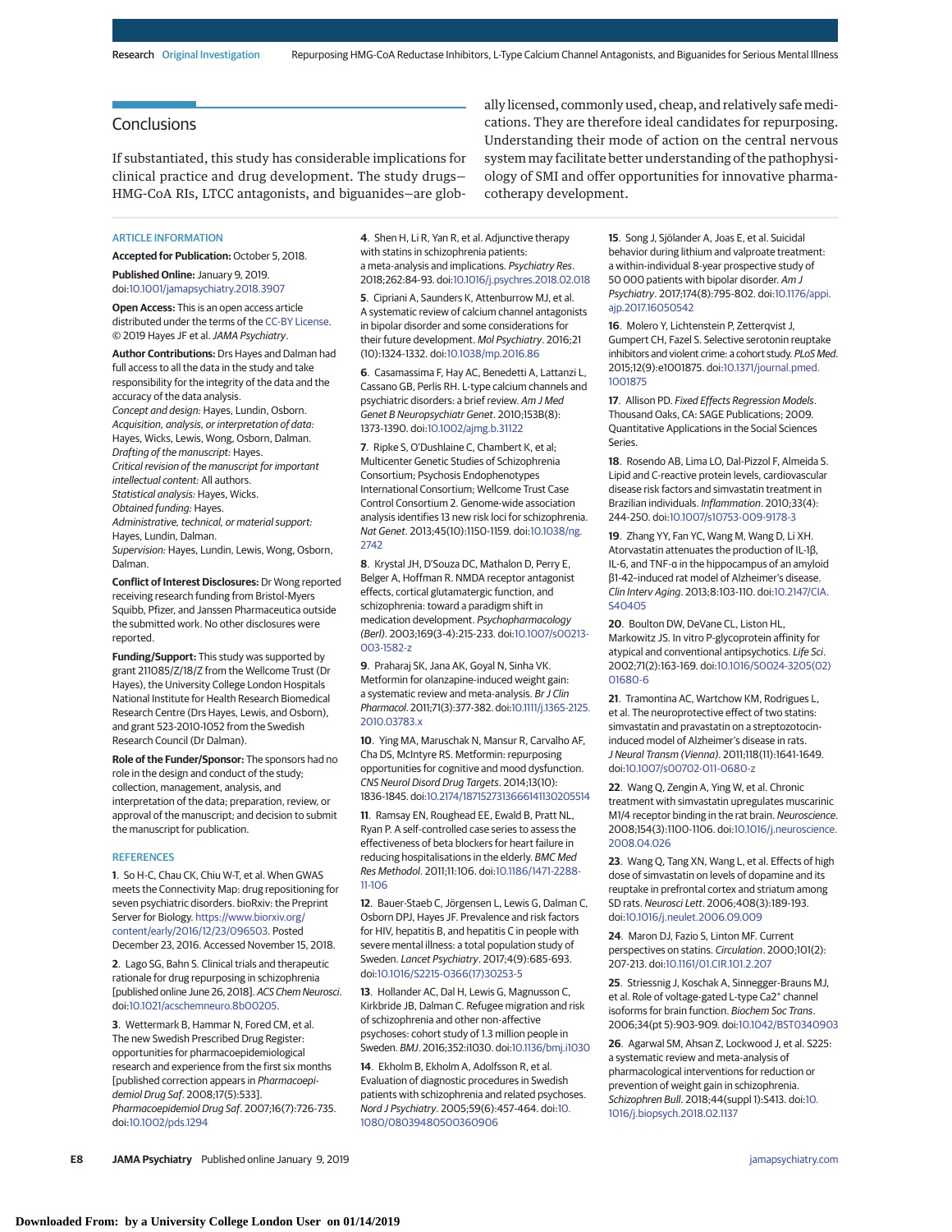## Conclusions

If substantiated, this study has considerable implications for clinical practice and drug development. The study drugs—HMG-CoA RIs, LTCC antagonists, and biguanides—are globally licensed, commonly used, cheap, and relatively safe medications. They are therefore ideal candidates for repurposing. Understanding their mode of action on the central nervous system may facilitate better understanding of the pathophysiology of SMI and offer opportunities for innovative pharmacotherapy development.

### ARTICLE INFORMATION

**Accepted for Publication:** October 5, 2018.

**Published Online:** January 9, 2019. doi:10.1001/jamapsychiatry.2018.3907

**Open Access:** This is an open access article distributed under the terms of the CC-BY License. © 2019 Hayes JF et al. *JAMA Psychiatry*.

**Author Contributions:** Drs Hayes and Dalman had full access to all the data in the study and take responsibility for the integrity of the data and the accuracy of the data analysis.
*Concept and design:* Hayes, Lundin, Osborn.
*Acquisition, analysis, or interpretation of data:* Hayes, Wicks, Lewis, Wong, Osborn, Dalman.
*Drafting of the manuscript:* Hayes.
*Critical revision of the manuscript for important intellectual content:* All authors.
*Statistical analysis:* Hayes, Wicks.
*Obtained funding:* Hayes.
*Administrative, technical, or material support:* Hayes, Lundin, Dalman.
*Supervision:* Hayes, Lundin, Lewis, Wong, Osborn, Dalman.

**Conflict of Interest Disclosures:** Dr Wong reported receiving research funding from Bristol-Myers Squibb, Pfizer, and Janssen Pharmaceutica outside the submitted work. No other disclosures were reported.

**Funding/Support:** This study was supported by grant 211085/Z/18/Z from the Wellcome Trust (Dr Hayes), the University College London Hospitals National Institute for Health Research Biomedical Research Centre (Drs Hayes, Lewis, and Osborn), and grant 523-2010-1052 from the Swedish Research Council (Dr Dalman).

**Role of the Funder/Sponsor:** The sponsors had no role in the design and conduct of the study; collection, management, analysis, and interpretation of the data; preparation, review, or approval of the manuscript; and decision to submit the manuscript for publication.

### REFERENCES

1. So H-C, Chau CK, Chiu W-T, et al. When GWAS meets the Connectivity Map: drug repositioning for seven psychiatric disorders. bioRxiv: the Preprint Server for Biology. https://www.biorxiv.org/content/early/2016/12/23/096503. Posted December 23, 2016. Accessed November 15, 2018.

2. Lago SG, Bahn S. Clinical trials and therapeutic rationale for drug repurposing in schizophrenia [published online June 26, 2018]. *ACS Chem Neurosci*. doi:10.1021/acschemneuro.8b00205.

3. Wettermark B, Hammar N, Fored CM, et al. The new Swedish Prescribed Drug Register: opportunities for pharmacoepidemiological research and experience from the first six months [published correction appears in *Pharmacoepidemiol Drug Saf*. 2008;17(5):533]. *Pharmacoepidemiol Drug Saf*. 2007;16(7):726-735. doi:10.1002/pds.1294

4. Shen H, Li R, Yan R, et al. Adjunctive therapy with statins in schizophrenia patients: a meta-analysis and implications. *Psychiatry Res*. 2018;262:84-93. doi:10.1016/j.psychres.2018.02.018

5. Cipriani A, Saunders K, Attenburrow MJ, et al. A systematic review of calcium channel antagonists in bipolar disorder and some considerations for their future development. *Mol Psychiatry*. 2016;21(10):1324-1332. doi:10.1038/mp.2016.86

6. Casamassima F, Hay AC, Benedetti A, Lattanzi L, Cassano GB, Perlis RH. L-type calcium channels and psychiatric disorders: a brief review. *Am J Med Genet B Neuropsychiatr Genet*. 2010;153B(8):1373-1390. doi:10.1002/ajmg.b.31122

7. Ripke S, O'Dushlaine C, Chambert K, et al; Multicenter Genetic Studies of Schizophrenia Consortium; Psychosis Endophenotypes International Consortium; Wellcome Trust Case Control Consortium 2. Genome-wide association analysis identifies 13 new risk loci for schizophrenia. *Nat Genet*. 2013;45(10):1150-1159. doi:10.1038/ng.2742

8. Krystal JH, D'Souza DC, Mathalon D, Perry E, Belger A, Hoffman R. NMDA receptor antagonist effects, cortical glutamatergic function, and schizophrenia: toward a paradigm shift in medication development. *Psychopharmacology (Berl)*. 2003;169(3-4):215-233. doi:10.1007/s00213-003-1582-z

9. Praharaj SK, Jana AK, Goyal N, Sinha VK. Metformin for olanzapine-induced weight gain: a systematic review and meta-analysis. *Br J Clin Pharmacol*. 2011;71(3):377-382. doi:10.1111/j.1365-2125.2010.03783.x

10. Ying MA, Maruschak N, Mansur R, Carvalho AF, Cha DS, McIntyre RS. Metformin: repurposing opportunities for cognitive and mood dysfunction. *CNS Neurol Disord Drug Targets*. 2014;13(10):1836-1845. doi:10.2174/1871527313666141130205514

11. Ramsay EN, Roughead EE, Ewald B, Pratt NL, Ryan P. A self-controlled case series to assess the effectiveness of beta blockers for heart failure in reducing hospitalisations in the elderly. *BMC Med Res Methodol*. 2011;11:106. doi:10.1186/1471-2288-11-106

12. Bauer-Staeb C, Jörgensen L, Lewis G, Dalman C, Osborn DPJ, Hayes JF. Prevalence and risk factors for HIV, hepatitis B, and hepatitis C in people with severe mental illness: a total population study of Sweden. *Lancet Psychiatry*. 2017;4(9):685-693. doi:10.1016/S2215-0366(17)30253-5

13. Hollander AC, Dal H, Lewis G, Magnusson C, Kirkbride JB, Dalman C. Refugee migration and risk of schizophrenia and other non-affective psychoses: cohort study of 1.3 million people in Sweden. *BMJ*. 2016;352:i1030. doi:10.1136/bmj.i1030

14. Ekholm B, Ekholm A, Adolfsson R, et al. Evaluation of diagnostic procedures in Swedish patients with schizophrenia and related psychoses. *Nord J Psychiatry*. 2005;59(6):457-464. doi:10.1080/08039480500360906

15. Song J, Sjölander A, Joas E, et al. Suicidal behavior during lithium and valproate treatment: a within-individual 8-year prospective study of 50 000 patients with bipolar disorder. *Am J Psychiatry*. 2017;174(8):795-802. doi:10.1176/appi.ajp.2017.16050542

16. Molero Y, Lichtenstein P, Zetterqvist J, Gumpert CH, Fazel S. Selective serotonin reuptake inhibitors and violent crime: a cohort study. *PLoS Med*. 2015;12(9):e1001875. doi:10.1371/journal.pmed.1001875

17. Allison PD. *Fixed Effects Regression Models*. Thousand Oaks, CA: SAGE Publications; 2009. Quantitative Applications in the Social Sciences Series.

18. Rosendo AB, Lima LO, Dal-Pizzol F, Almeida S. Lipid and C-reactive protein levels, cardiovascular disease risk factors and simvastatin treatment in Brazilian individuals. *Inflammation*. 2010;33(4):244-250. doi:10.1007/s10753-009-9178-3

19. Zhang YY, Fan YC, Wang M, Wang D, Li XH. Atorvastatin attenuates the production of IL-1β, IL-6, and TNF-α in the hippocampus of an amyloid β1-42–induced rat model of Alzheimer's disease. *Clin Interv Aging*. 2013;8:103-110. doi:10.2147/CIA.S40405

20. Boulton DW, DeVane CL, Liston HL, Markowitz JS. In vitro P-glycoprotein affinity for atypical and conventional antipsychotics. *Life Sci*. 2002;71(2):163-169. doi:10.1016/S0024-3205(02)01680-6

21. Tramontina AC, Wartchow KM, Rodrigues L, et al. The neuroprotective effect of two statins: simvastatin and pravastatin on a streptozotocin-induced model of Alzheimer's disease in rats. *J Neural Transm (Vienna)*. 2011;118(11):1641-1649. doi:10.1007/s00702-011-0680-z

22. Wang Q, Zengin A, Ying W, et al. Chronic treatment with simvastatin upregulates muscarinic M1/4 receptor binding in the rat brain. *Neuroscience*. 2008;154(3):1100-1106. doi:10.1016/j.neuroscience.2008.04.026

23. Wang Q, Tang XN, Wang L, et al. Effects of high dose of simvastatin on levels of dopamine and its reuptake in prefrontal cortex and striatum among SD rats. *Neurosci Lett*. 2006;408(3):189-193. doi:10.1016/j.neulet.2006.09.009

24. Maron DJ, Fazio S, Linton MF. Current perspectives on statins. *Circulation*. 2000;101(2):207-213. doi:10.1161/01.CIR.101.2.207

25. Striessnig J, Koschak A, Sinnegger-Brauns MJ, et al. Role of voltage-gated L-type $Ca^{2+}$ channel isoforms for brain function. *Biochem Soc Trans*. 2006;34(pt 5):903-909. doi:10.1042/BST0340903

26. Agarwal SM, Ahsan Z, Lockwood J, et al. S225: a systematic review and meta-analysis of pharmacological interventions for reduction or prevention of weight gain in schizophrenia. *Schizophren Bull*. 2018;44(suppl 1):S413. doi:10.1016/j.biopsych.2018.02.1137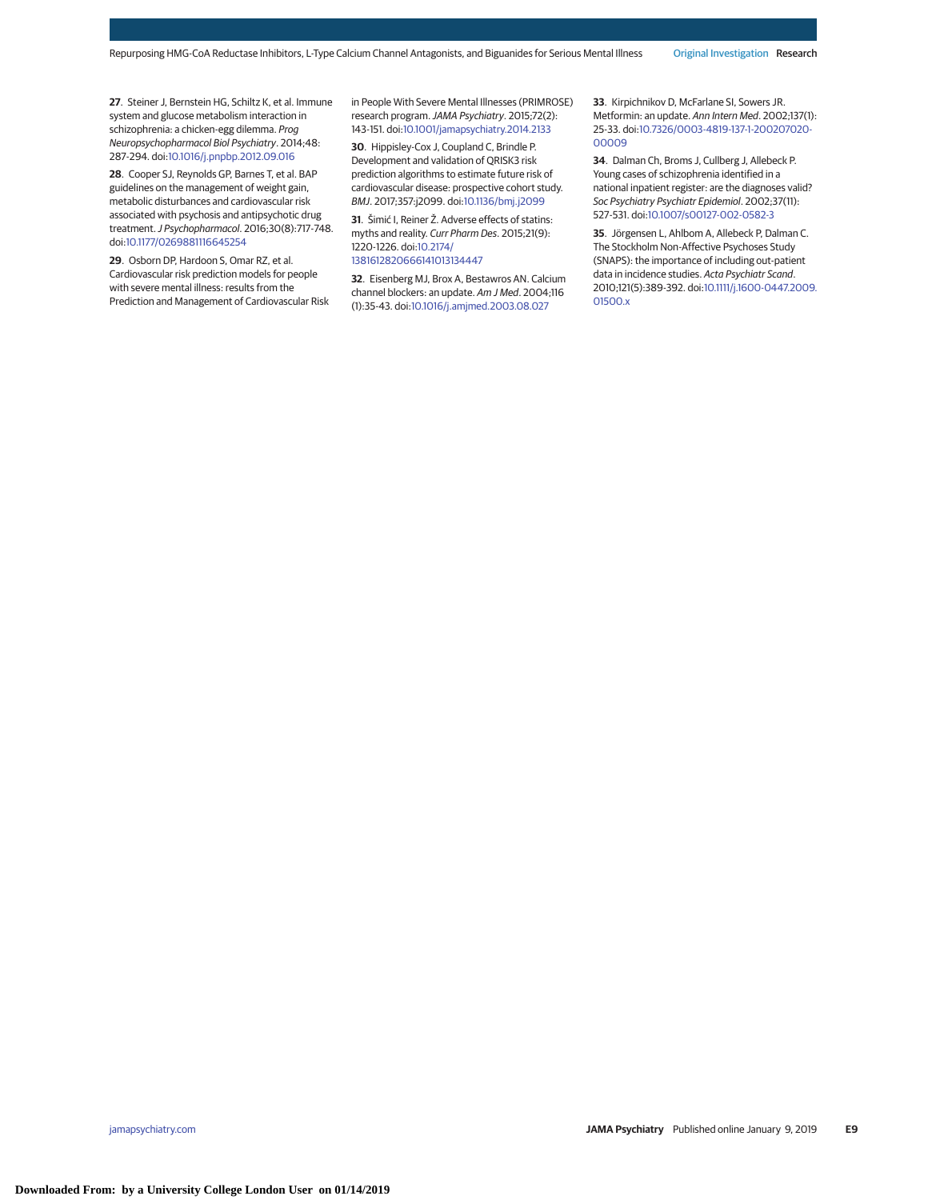27. Steiner J, Bernstein HG, Schiltz K, et al. Immune system and glucose metabolism interaction in schizophrenia: a chicken-egg dilemma. *Prog Neuropsychopharmacol Biol Psychiatry*. 2014;48:287-294. doi:10.1016/j.pnpbp.2012.09.016

28. Cooper SJ, Reynolds GP, Barnes T, et al. BAP guidelines on the management of weight gain, metabolic disturbances and cardiovascular risk associated with psychosis and antipsychotic drug treatment. *J Psychopharmacol*. 2016;30(8):717-748. doi:10.1177/0269881116645254

29. Osborn DP, Hardoon S, Omar RZ, et al. Cardiovascular risk prediction models for people with severe mental illness: results from the Prediction and Management of Cardiovascular Risk in People With Severe Mental Illnesses (PRIMROSE) research program. *JAMA Psychiatry*. 2015;72(2):143-151. doi:10.1001/jamapsychiatry.2014.2133

30. Hippisley-Cox J, Coupland C, Brindle P. Development and validation of QRISK3 risk prediction algorithms to estimate future risk of cardiovascular disease: prospective cohort study. *BMJ*. 2017;357:j2099. doi:10.1136/bmj.j2099

31. Šimić I, Reiner Ž. Adverse effects of statins: myths and reality. *Curr Pharm Des*. 2015;21(9):1220-1226. doi:10.2174/1381612820666141013134447

32. Eisenberg MJ, Brox A, Bestawros AN. Calcium channel blockers: an update. *Am J Med*. 2004;116(1):35-43. doi:10.1016/j.amjmed.2003.08.027

33. Kirpichnikov D, McFarlane SI, Sowers JR. Metformin: an update. *Ann Intern Med*. 2002;137(1):25-33. doi:10.7326/0003-4819-137-1-200207020-00009

34. Dalman Ch, Broms J, Cullberg J, Allebeck P. Young cases of schizophrenia identified in a national inpatient register: are the diagnoses valid? *Soc Psychiatry Psychiatr Epidemiol*. 2002;37(11):527-531. doi:10.1007/s00127-002-0582-3

35. Jörgensen L, Ahlbom A, Allebeck P, Dalman C. The Stockholm Non-Affective Psychoses Study (SNAPS): the importance of including out-patient data in incidence studies. *Acta Psychiatr Scand*. 2010;121(5):389-392. doi:10.1111/j.1600-0447.2009.01500.x